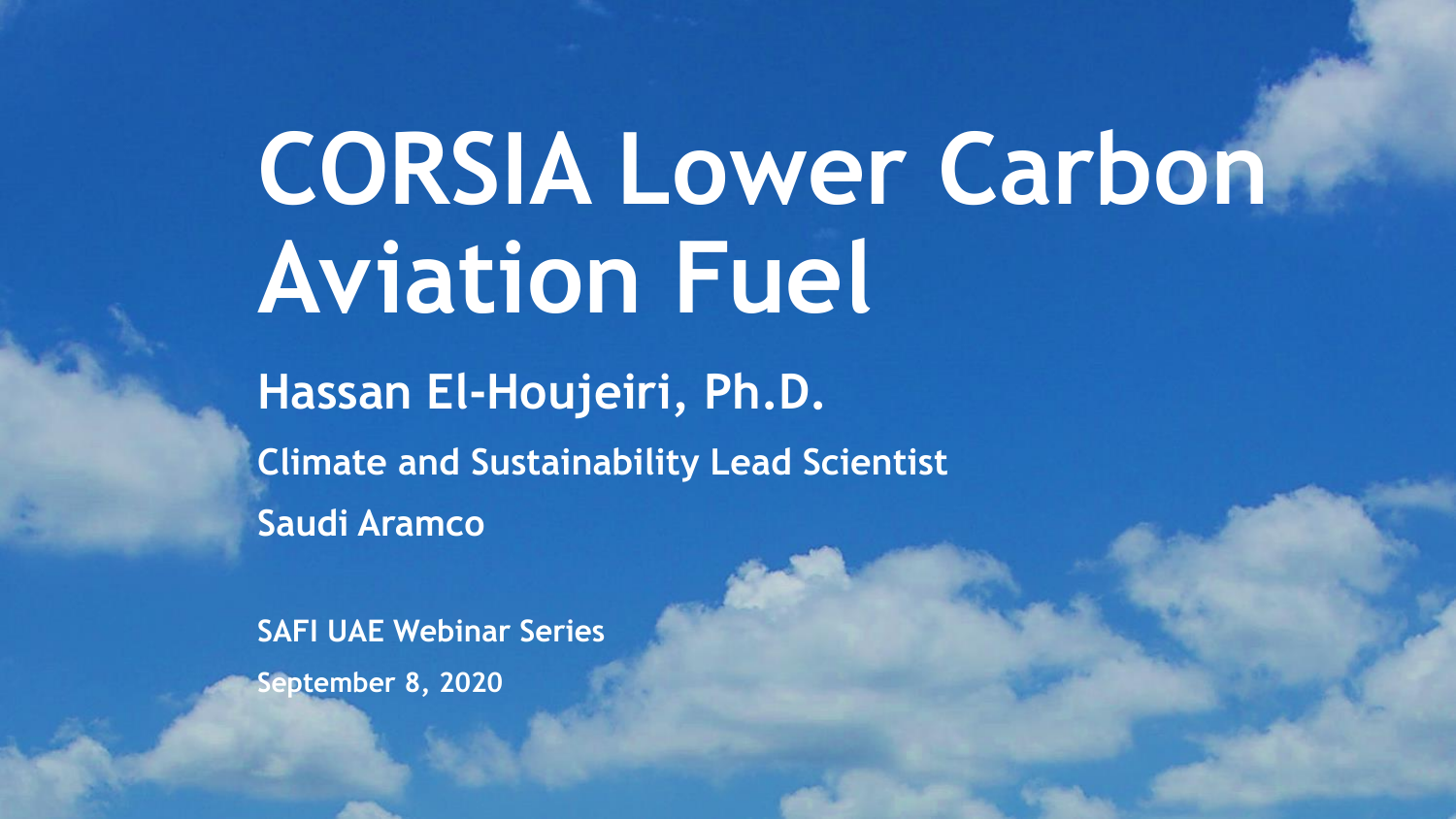# CORSIA Lower Carbon Aviation Fuel

**Hassan El-Houjeiri, Ph.D.**

**Climate and Sustainability Lead Scientist**

**Saudi Aramco**

**SAFI UAE Webinar Series**

**September 8, 2020**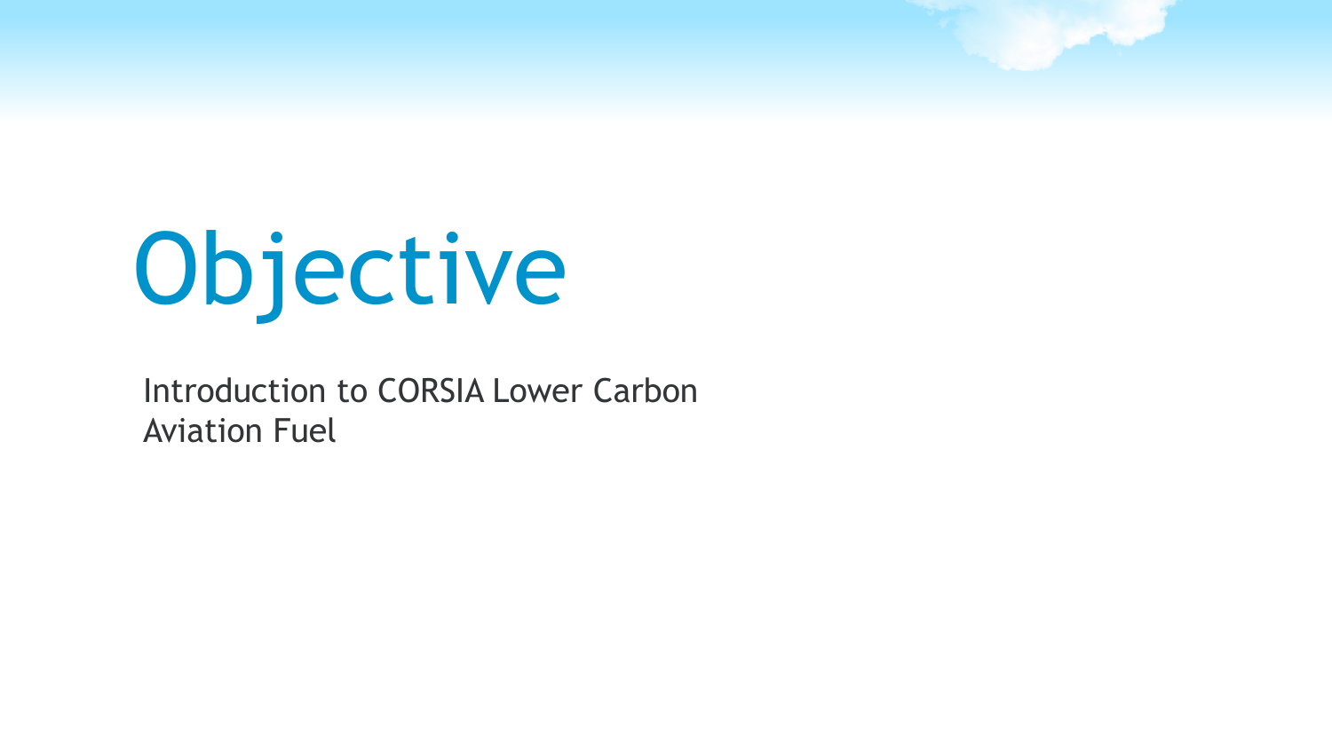# Objective

Introduction to CORSIA Lower Carbon Aviation Fuel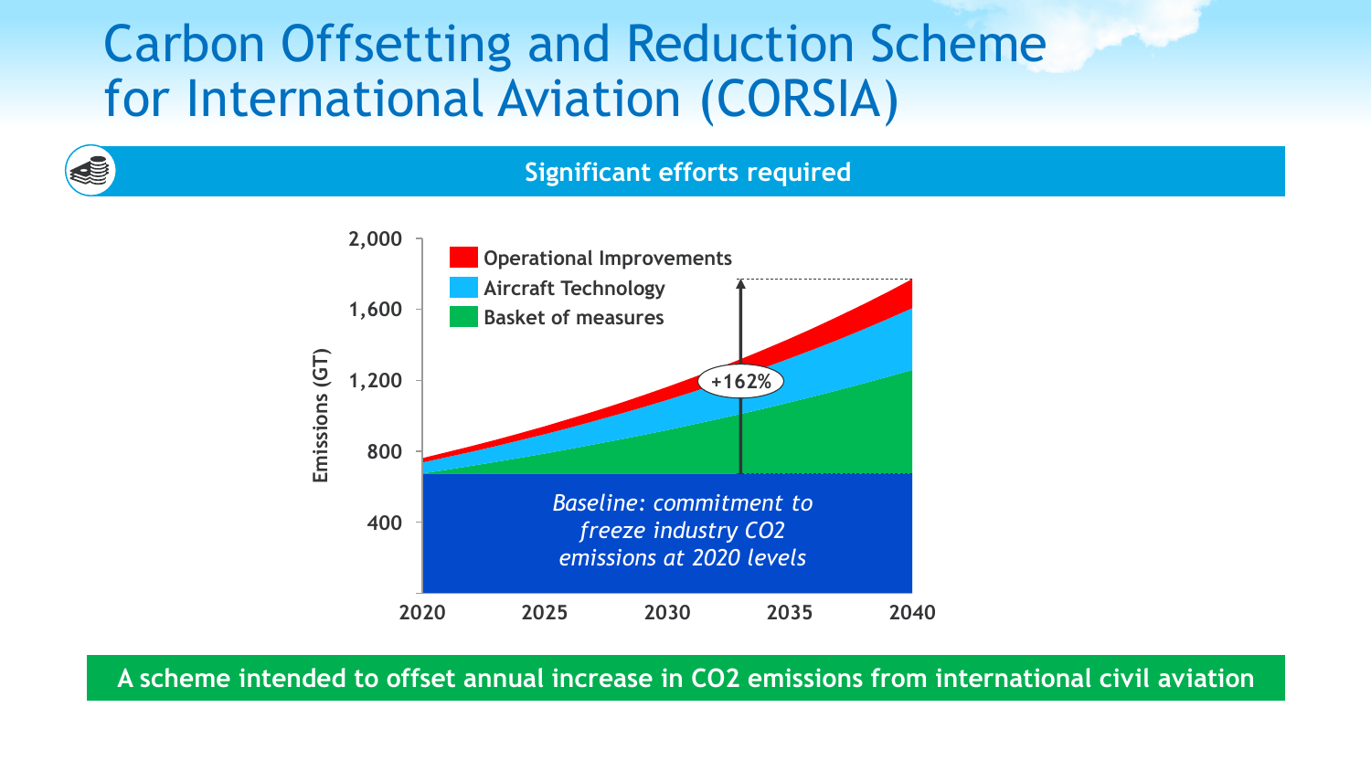# Carbon Offsetting and Reduction Scheme for International Aviation (CORSIA)

**Significant efforts required**

- Operational Improvements
- Aircraft Technology
- Basket of measures

Emissions (GT)

2,000
1,600
1,200
800
400

2020 2025 2030 2035 2040

+162%

*Baseline: commitment to freeze industry CO2 emissions at 2020 levels*

**A scheme intended to offset annual increase in CO2 emissions from international civil aviation**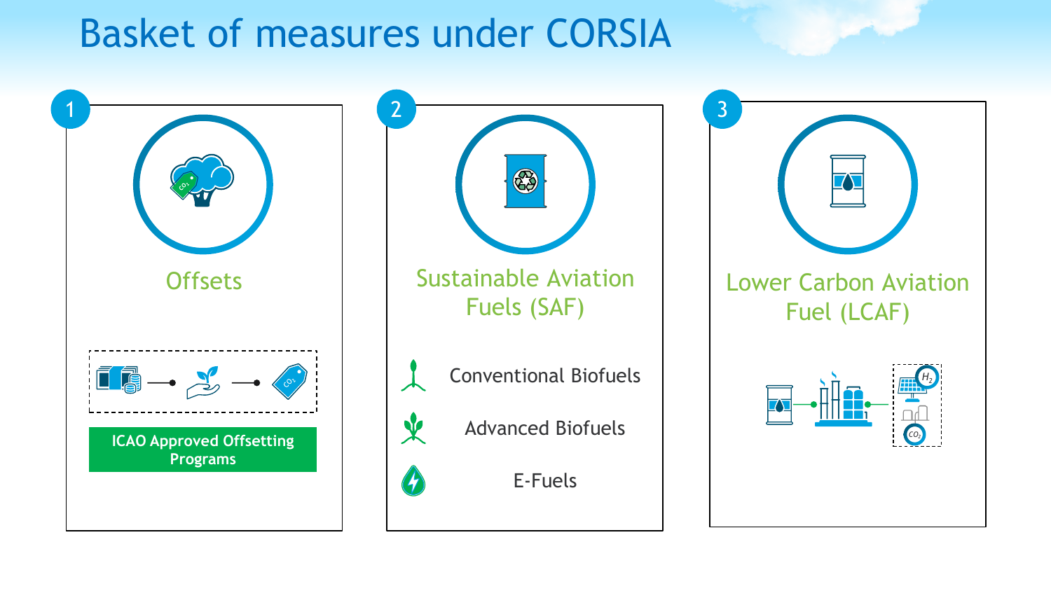# Basket of measures under CORSIA

## 1 Offsets

ICAO Approved Offsetting Programs

## 2 Sustainable Aviation Fuels (SAF)

- Conventional Biofuels
- Advanced Biofuels
- E-Fuels

## 3 Lower Carbon Aviation Fuel (LCAF)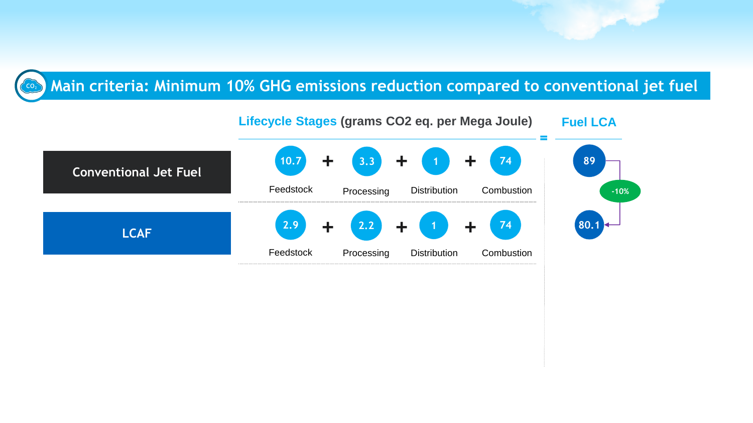## Main criteria: Minimum 10% GHG emissions reduction compared to conventional jet fuel

| | Lifecycle Stages (grams CO2 eq. per Mega Joule) | | | | | Fuel LCA |
|---|---|---|---|---|---|---|
| | Feedstock | Processing | Distribution | Combustion | = | |
| Conventional Jet Fuel | 10.7 | + 3.3 | + 1 | + 74 | = | 89 |
| LCAF | 2.9 | + 2.2 | + 1 | + 74 | = | 80.1 |

-10%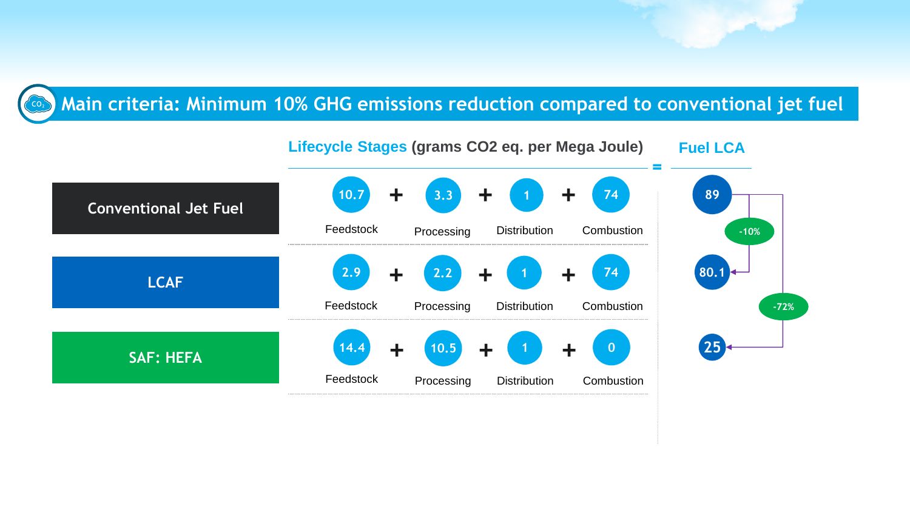# Main criteria: Minimum 10% GHG emissions reduction compared to conventional jet fuel

**Lifecycle Stages (grams CO2 eq. per Mega Joule) = Fuel LCA**

| | Feedstock | | Processing | | Distribution | | Combustion | = | Fuel LCA |
|---|---|---|---|---|---|---|---|---|---|
| Conventional Jet Fuel | 10.7 | + | 3.3 | + | 1 | + | 74 | = | 89 |
| LCAF | 2.9 | + | 2.2 | + | 1 | + | 74 | = | 80.1 |
| SAF: HEFA | 14.4 | + | 10.5 | + | 1 | + | 0 | = | 25 |

- Conventional Jet Fuel (89) → LCAF (80.1): -10%
- Conventional Jet Fuel (89) → SAF: HEFA (25): -72%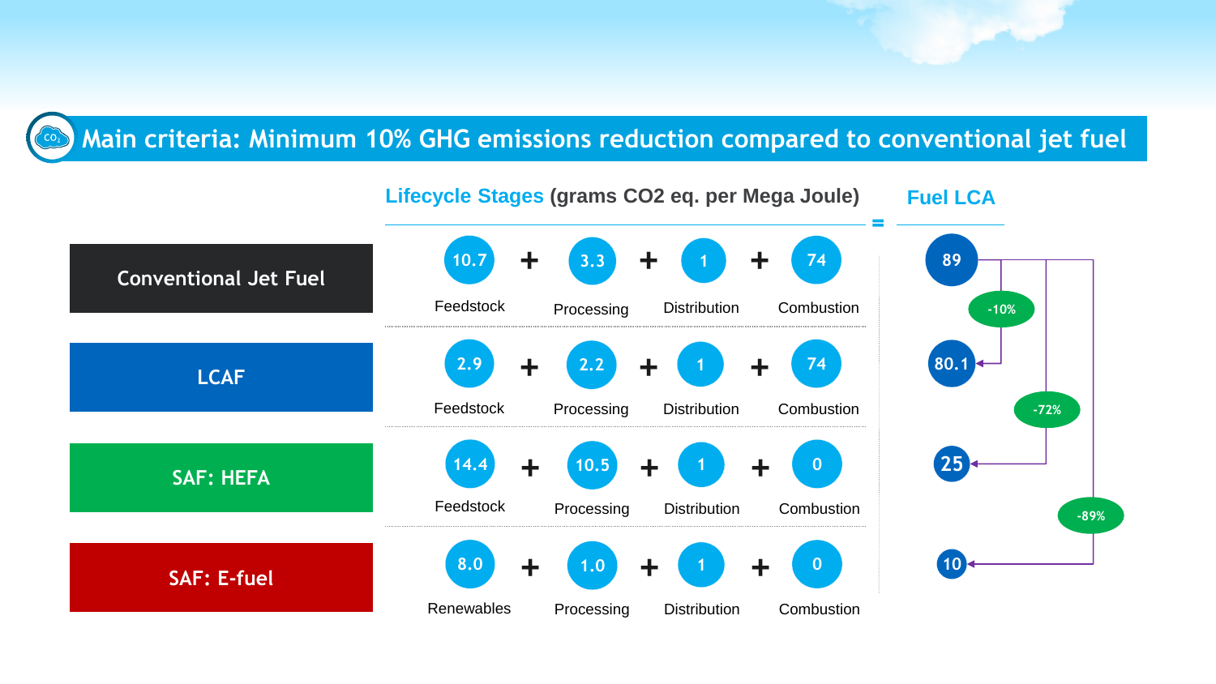## Main criteria: Minimum 10% GHG emissions reduction compared to conventional jet fuel

**Lifecycle Stages (grams CO2 eq. per Mega Joule)** = **Fuel LCA**

| Fuel | Feedstock / Renewables | | Processing | | Distribution | | Combustion | = | Fuel LCA | Reduction |
|---|---|---|---|---|---|---|---|---|---|---|
| Conventional Jet Fuel | 10.7 (Feedstock) | + | 3.3 | + | 1 | + | 74 | = | 89 | |
| LCAF | 2.9 (Feedstock) | + | 2.2 | + | 1 | + | 74 | = | 80.1 | -10% |
| SAF: HEFA | 14.4 (Feedstock) | + | 10.5 | + | 1 | + | 0 | = | 25 | -72% |
| SAF: E-fuel | 8.0 (Renewables) | + | 1.0 | + | 1 | + | 0 | = | 10 | -89% |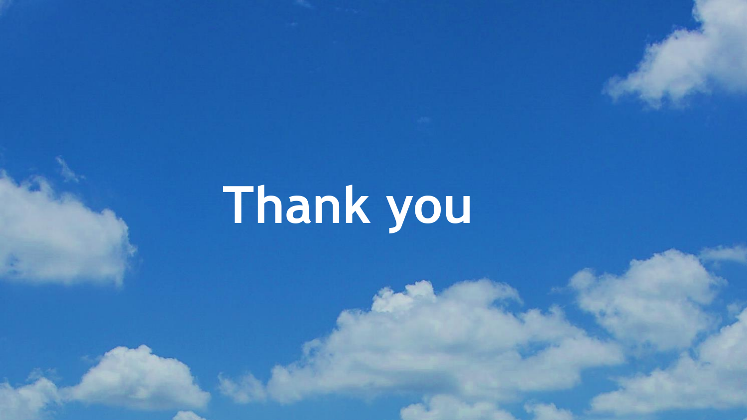# Thank you